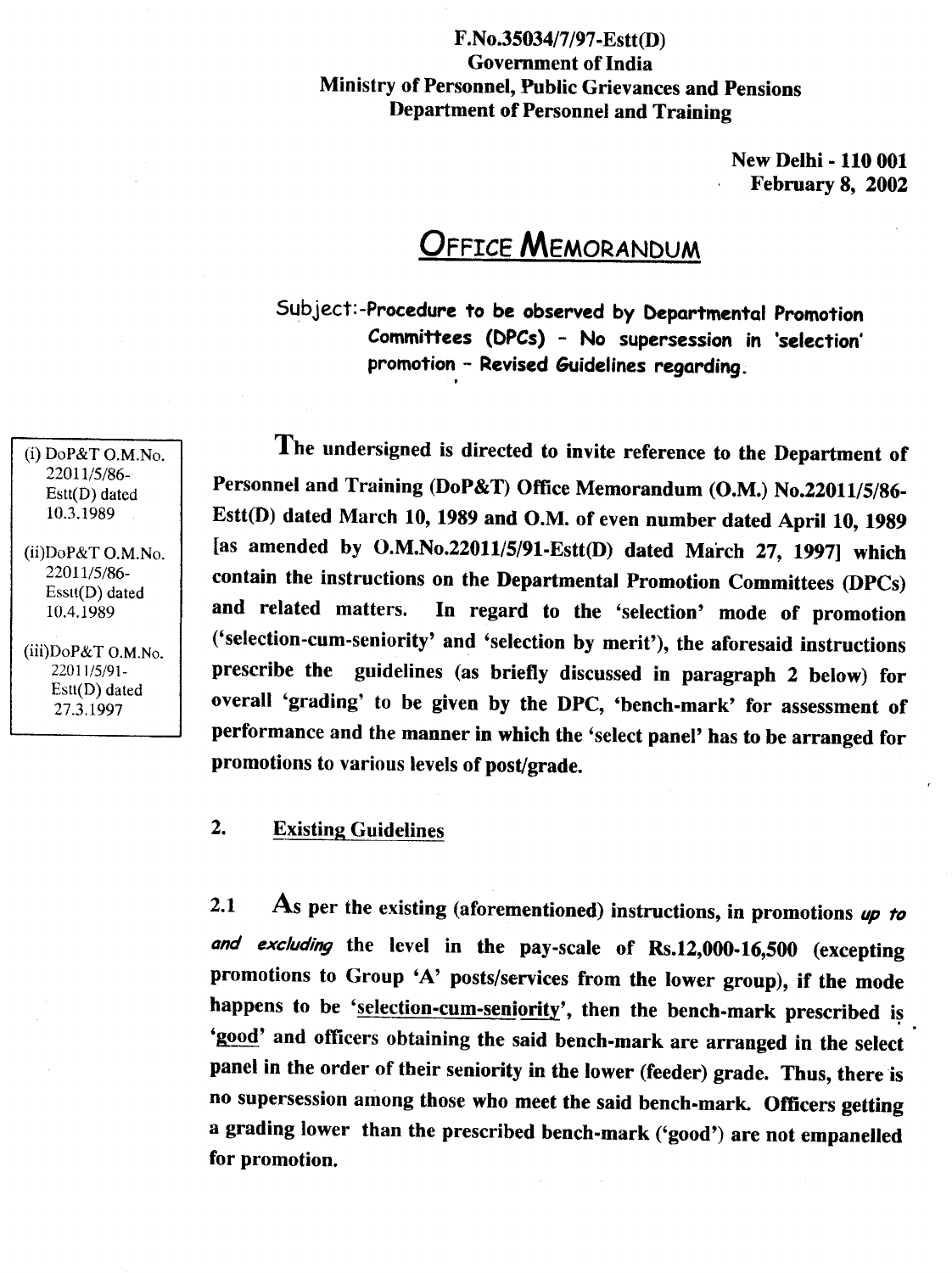F.No.35034/7/97-Estt(D)
Government of India
Ministry of Personnel, Public Grievances and Pensions
Department of Personnel and Training

New Delhi - 110 001
February 8, 2002

# OFFICE MEMORANDUM

Subject:-**Procedure to be observed by Departmental Promotion Committees (DPCs) - No supersession in 'selection' promotion - Revised Guidelines regarding.**

(i) DoP&T O.M.No. 22011/5/86-Estt(D) dated 10.3.1989

(ii) DoP&T O.M.No. 22011/5/86-Esstt(D) dated 10.4.1989

(iii) DoP&T O.M.No. 22011/5/91-Estt(D) dated 27.3.1997

**The undersigned is directed to invite reference to the Department of Personnel and Training (DoP&T) Office Memorandum (O.M.) No.22011/5/86-Estt(D) dated March 10, 1989 and O.M. of even number dated April 10, 1989 [as amended by O.M.No.22011/5/91-Estt(D) dated March 27, 1997] which contain the instructions on the Departmental Promotion Committees (DPCs) and related matters. In regard to the 'selection' mode of promotion ('selection-cum-seniority' and 'selection by merit'), the aforesaid instructions prescribe the guidelines (as briefly discussed in paragraph 2 below) for overall 'grading' to be given by the DPC, 'bench-mark' for assessment of performance and the manner in which the 'select panel' has to be arranged for promotions to various levels of post/grade.**

## 2. Existing Guidelines

**2.1 As per the existing (aforementioned) instructions, in promotions *up to and excluding* the level in the pay-scale of Rs.12,000-16,500 (excepting promotions to Group 'A' posts/services from the lower group), if the mode happens to be 'selection-cum-seniority', then the bench-mark prescribed is 'good' and officers obtaining the said bench-mark are arranged in the select panel in the order of their seniority in the lower (feeder) grade. Thus, there is no supersession among those who meet the said bench-mark. Officers getting a grading lower than the prescribed bench-mark ('good') are not empanelled for promotion.**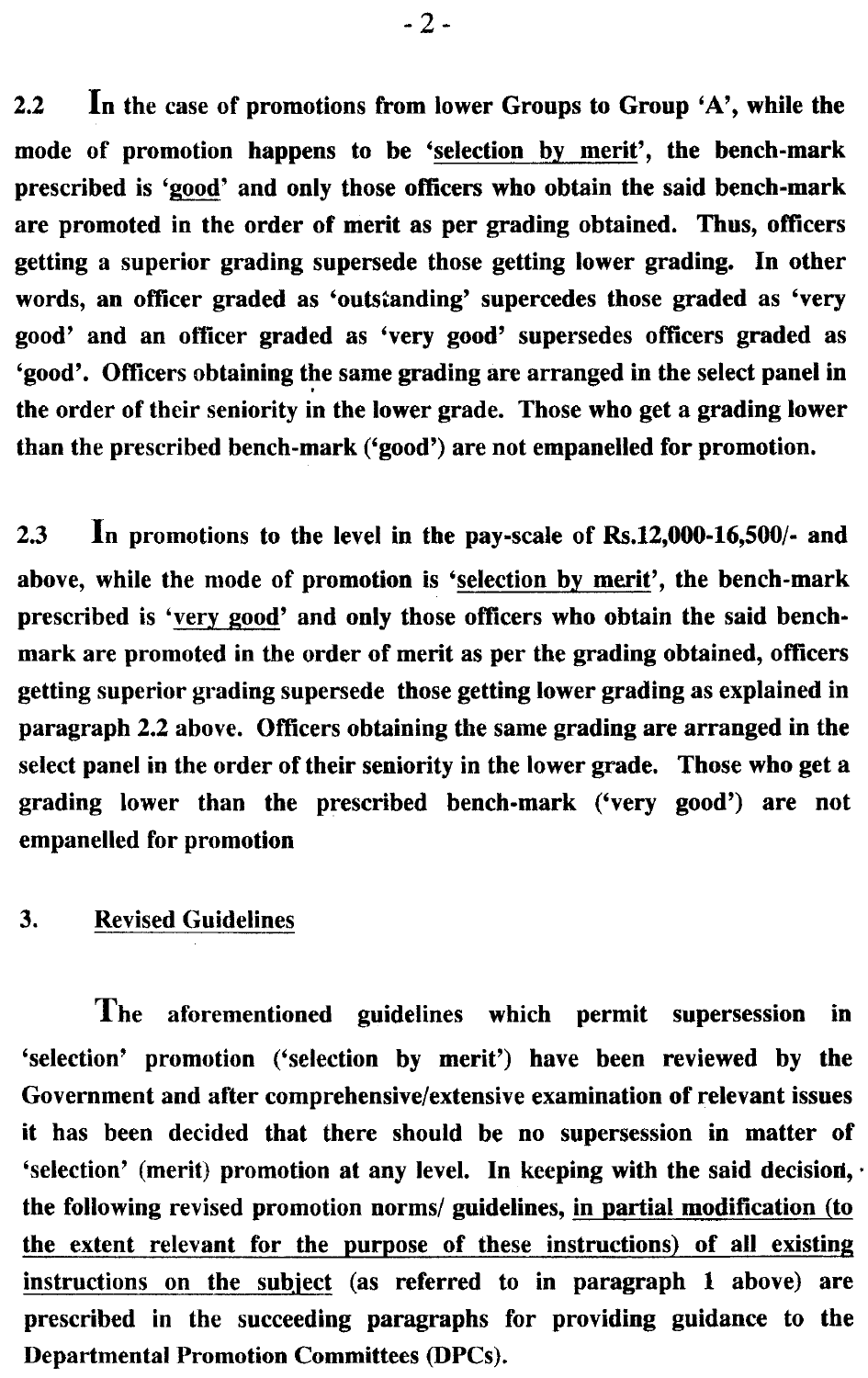2.2 In the case of promotions from lower Groups to Group 'A', while the mode of promotion happens to be '<u>selection by merit</u>', the bench-mark prescribed is '<u>good</u>' and only those officers who obtain the said bench-mark are promoted in the order of merit as per grading obtained. Thus, officers getting a superior grading supersede those getting lower grading. In other words, an officer graded as 'outstanding' supercedes those graded as 'very good' and an officer graded as 'very good' supersedes officers graded as 'good'. Officers obtaining the same grading are arranged in the select panel in the order of their seniority in the lower grade. Those who get a grading lower than the prescribed bench-mark ('good') are not empanelled for promotion.

2.3 In promotions to the level in the pay-scale of Rs.12,000-16,500/- and above, while the mode of promotion is '<u>selection by merit</u>', the bench-mark prescribed is '<u>very good</u>' and only those officers who obtain the said bench-mark are promoted in the order of merit as per the grading obtained, officers getting superior grading supersede those getting lower grading as explained in paragraph 2.2 above. Officers obtaining the same grading are arranged in the select panel in the order of their seniority in the lower grade. Those who get a grading lower than the prescribed bench-mark ('very good') are not empanelled for promotion

## 3. <u>Revised Guidelines</u>

The aforementioned guidelines which permit supersession in 'selection' promotion ('selection by merit') have been reviewed by the Government and after comprehensive/extensive examination of relevant issues it has been decided that there should be no supersession in matter of 'selection' (merit) promotion at any level. In keeping with the said decision, the following revised promotion norms/ guidelines, <u>in partial modification (to the extent relevant for the purpose of these instructions) of all existing instructions on the subject</u> (as referred to in paragraph 1 above) are prescribed in the succeeding paragraphs for providing guidance to the Departmental Promotion Committees (DPCs).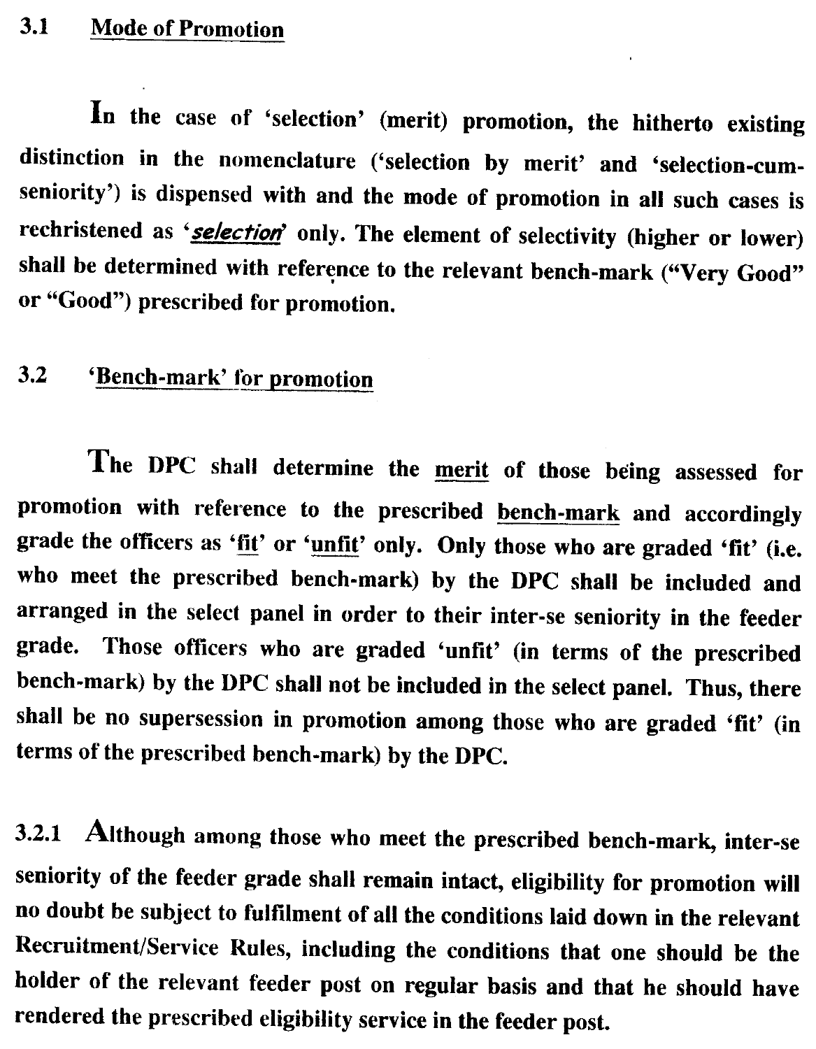## 3.1 Mode of Promotion

In the case of 'selection' (merit) promotion, the hitherto existing distinction in the nomenclature ('selection by merit' and 'selection-cum-seniority') is dispensed with and the mode of promotion in all such cases is rechristened as '***selection***' only. The element of selectivity (higher or lower) shall be determined with reference to the relevant bench-mark ("Very Good" or "Good") prescribed for promotion.

## 3.2 'Bench-mark' for promotion

The DPC shall determine the merit of those being assessed for promotion with reference to the prescribed bench-mark and accordingly grade the officers as 'fit' or 'unfit' only. Only those who are graded 'fit' (i.e. who meet the prescribed bench-mark) by the DPC shall be included and arranged in the select panel in order to their inter-se seniority in the feeder grade. Those officers who are graded 'unfit' (in terms of the prescribed bench-mark) by the DPC shall not be included in the select panel. Thus, there shall be no supersession in promotion among those who are graded 'fit' (in terms of the prescribed bench-mark) by the DPC.

3.2.1 Although among those who meet the prescribed bench-mark, inter-se seniority of the feeder grade shall remain intact, eligibility for promotion will no doubt be subject to fulfilment of all the conditions laid down in the relevant Recruitment/Service Rules, including the conditions that one should be the holder of the relevant feeder post on regular basis and that he should have rendered the prescribed eligibility service in the feeder post.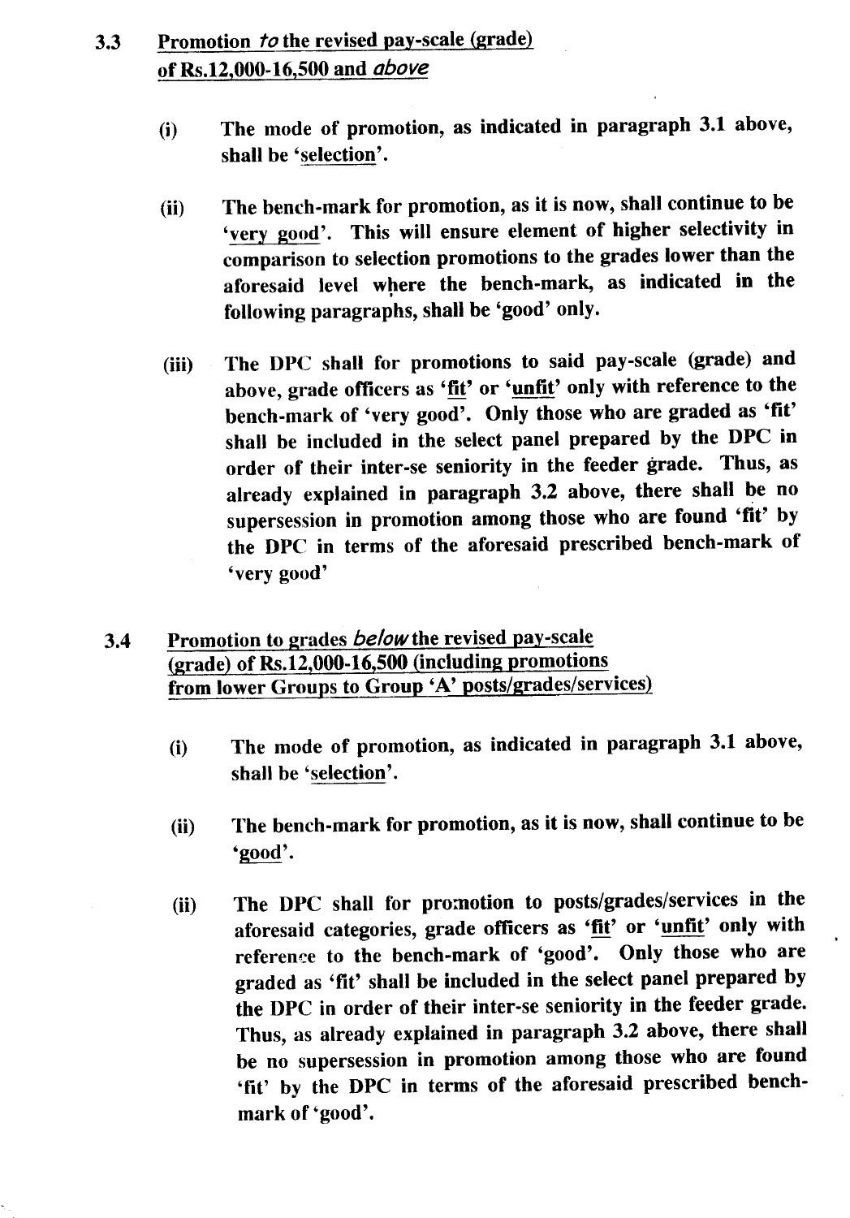### 3.3 Promotion *to* the revised pay-scale (grade) of Rs.12,000-16,500 and *above*

(i) The mode of promotion, as indicated in paragraph 3.1 above, shall be 'selection'.

(ii) The bench-mark for promotion, as it is now, shall continue to be 'very good'. This will ensure element of higher selectivity in comparison to selection promotions to the grades lower than the aforesaid level where the bench-mark, as indicated in the following paragraphs, shall be 'good' only.

(iii) The DPC shall for promotions to said pay-scale (grade) and above, grade officers as 'fit' or 'unfit' only with reference to the bench-mark of 'very good'. Only those who are graded as 'fit' shall be included in the select panel prepared by the DPC in order of their inter-se seniority in the feeder grade. Thus, as already explained in paragraph 3.2 above, there shall be no supersession in promotion among those who are found 'fit' by the DPC in terms of the aforesaid prescribed bench-mark of 'very good'

### 3.4 Promotion to grades *below* the revised pay-scale (grade) of Rs.12,000-16,500 (including promotions from lower Groups to Group 'A' posts/grades/services)

(i) The mode of promotion, as indicated in paragraph 3.1 above, shall be 'selection'.

(ii) The bench-mark for promotion, as it is now, shall continue to be 'good'.

(ii) The DPC shall for promotion to posts/grades/services in the aforesaid categories, grade officers as 'fit' or 'unfit' only with reference to the bench-mark of 'good'. Only those who are graded as 'fit' shall be included in the select panel prepared by the DPC in order of their inter-se seniority in the feeder grade. Thus, as already explained in paragraph 3.2 above, there shall be no supersession in promotion among those who are found 'fit' by the DPC in terms of the aforesaid prescribed bench-mark of 'good'.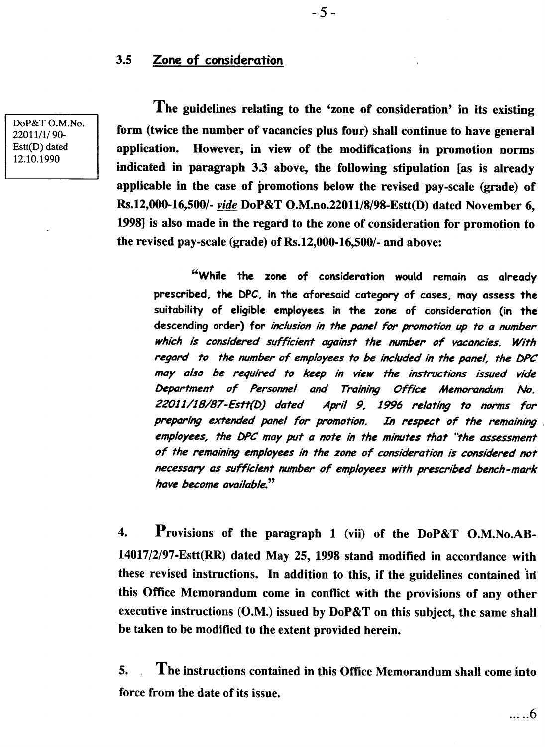### 3.5 Zone of consideration

DoP&T O.M.No. 22011/1/ 90-Estt(D) dated 12.10.1990

**The guidelines relating to the 'zone of consideration' in its existing form (twice the number of vacancies plus four) shall continue to have general application. However, in view of the modifications in promotion norms indicated in paragraph 3.3 above, the following stipulation [as is already applicable in the case of promotions below the revised pay-scale (grade) of Rs.12,000-16,500/- *vide* DoP&T O.M.no.22011/8/98-Estt(D) dated November 6, 1998] is also made in the regard to the zone of consideration for promotion to the revised pay-scale (grade) of Rs.12,000-16,500/- and above:**

> "While the zone of consideration would remain as already prescribed, the DPC, in the aforesaid category of cases, may assess the suitability of eligible employees in the zone of consideration (in the descending order) for *inclusion in the panel for promotion up to a number which is considered sufficient against the number of vacancies. With regard to the number of employees to be included in the panel, the DPC may also be required to keep in view the instructions issued vide Department of Personnel and Training Office Memorandum No. 22011/18/87-Estt(D) dated April 9, 1996 relating to norms for preparing extended panel for promotion. In respect of the remaining employees, the DPC may put a note in the minutes that "the assessment of the remaining employees in the zone of consideration is considered not necessary as sufficient number of employees with prescribed bench-mark have become available.*"

**4. Provisions of the paragraph 1 (vii) of the DoP&T O.M.No.AB-14017/2/97-Estt(RR) dated May 25, 1998 stand modified in accordance with these revised instructions. In addition to this, if the guidelines contained in this Office Memorandum come in conflict with the provisions of any other executive instructions (O.M.) issued by DoP&T on this subject, the same shall be taken to be modified to the extent provided herein.**

**5. The instructions contained in this Office Memorandum shall come into force from the date of its issue.**

.....6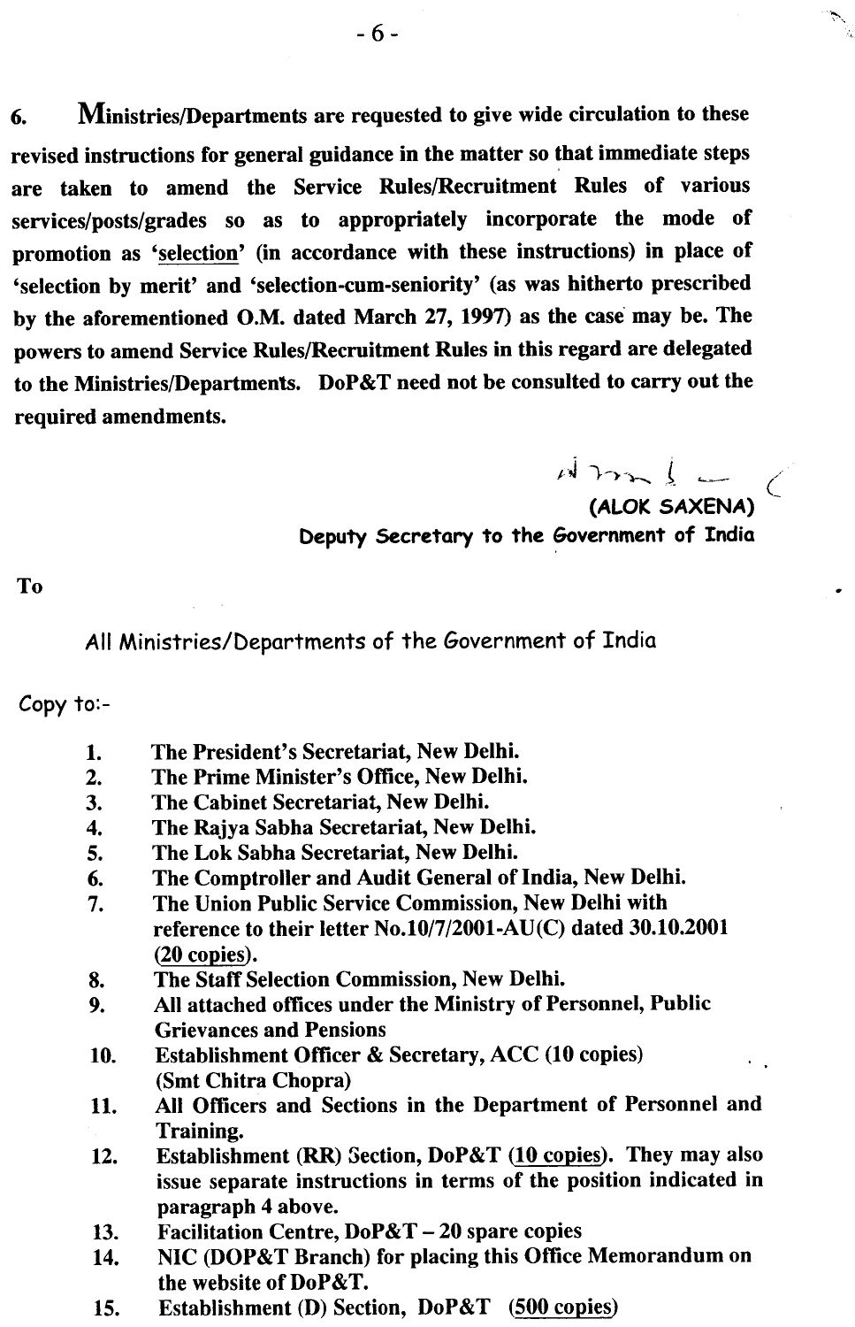6. **Ministries/Departments are requested to give wide circulation to these revised instructions for general guidance in the matter so that immediate steps are taken to amend the Service Rules/Recruitment Rules of various services/posts/grades so as to appropriately incorporate the mode of promotion as '<u>selection</u>' (in accordance with these instructions) in place of 'selection by merit' and 'selection-cum-seniority' (as was hitherto prescribed by the aforementioned O.M. dated March 27, 1997) as the case may be. The powers to amend Service Rules/Recruitment Rules in this regard are delegated to the Ministries/Departments. DoP&T need not be consulted to carry out the required amendments.**

(ALOK SAXENA)
Deputy Secretary to the Government of India

To

All Ministries/Departments of the Government of India

Copy to:-

1. The President's Secretariat, New Delhi.
2. The Prime Minister's Office, New Delhi.
3. The Cabinet Secretariat, New Delhi.
4. The Rajya Sabha Secretariat, New Delhi.
5. The Lok Sabha Secretariat, New Delhi.
6. The Comptroller and Audit General of India, New Delhi.
7. The Union Public Service Commission, New Delhi with reference to their letter No.10/7/2001-AU(C) dated 30.10.2001 (<u>20 copies</u>).
8. The Staff Selection Commission, New Delhi.
9. All attached offices under the Ministry of Personnel, Public Grievances and Pensions
10. Establishment Officer & Secretary, ACC (10 copies) (Smt Chitra Chopra)
11. All Officers and Sections in the Department of Personnel and Training.
12. Establishment (RR) Section, DoP&T (<u>10 copies</u>). They may also issue separate instructions in terms of the position indicated in paragraph 4 above.
13. Facilitation Centre, DoP&T – 20 spare copies
14. NIC (DOP&T Branch) for placing this Office Memorandum on the website of DoP&T.
15. Establishment (D) Section, DoP&T (<u>500 copies</u>)